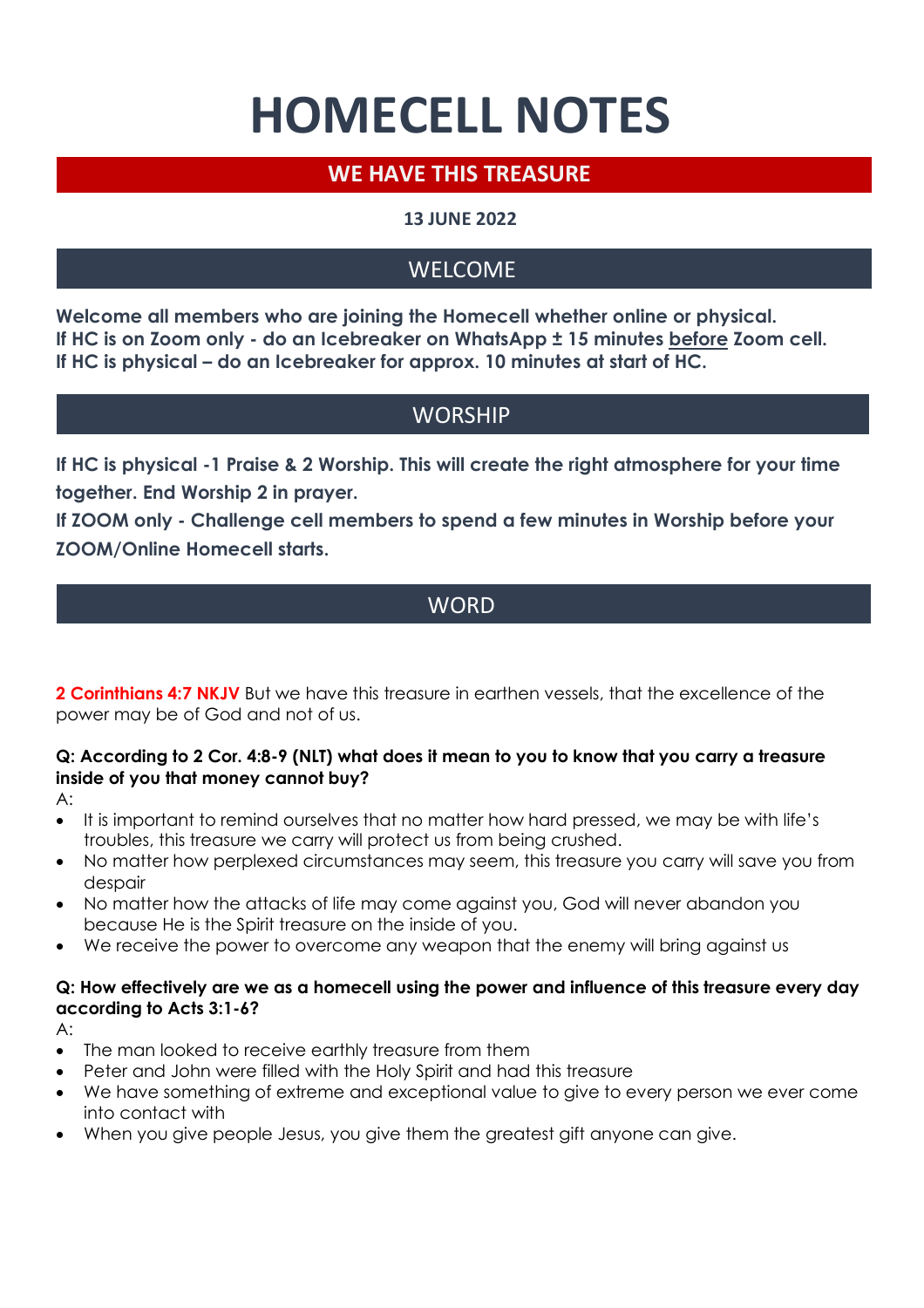# HOMECELL NOTES

## WE HAVE THIS TREASURE

**13 JUNE 2022**

## WELCOME

**Welcome all members who are joining the Homecell whether online or physical.**
**If HC is on Zoom only - do an Icebreaker on WhatsApp ± 15 minutes before Zoom cell.**
**If HC is physical – do an Icebreaker for approx. 10 minutes at start of HC.**

## WORSHIP

**If HC is physical -1 Praise & 2 Worship. This will create the right atmosphere for your time together. End Worship 2 in prayer.**
**If ZOOM only - Challenge cell members to spend a few minutes in Worship before your ZOOM/Online Homecell starts.**

## WORD

**2 Corinthians 4:7 NKJV** But we have this treasure in earthen vessels, that the excellence of the power may be of God and not of us.

**Q: According to 2 Cor. 4:8-9 (NLT) what does it mean to you to know that you carry a treasure inside of you that money cannot buy?**

A:

- It is important to remind ourselves that no matter how hard pressed, we may be with life's troubles, this treasure we carry will protect us from being crushed.
- No matter how perplexed circumstances may seem, this treasure you carry will save you from despair
- No matter how the attacks of life may come against you, God will never abandon you because He is the Spirit treasure on the inside of you.
- We receive the power to overcome any weapon that the enemy will bring against us

**Q: How effectively are we as a homecell using the power and influence of this treasure every day according to Acts 3:1-6?**

A:

- The man looked to receive earthly treasure from them
- Peter and John were filled with the Holy Spirit and had this treasure
- We have something of extreme and exceptional value to give to every person we ever come into contact with
- When you give people Jesus, you give them the greatest gift anyone can give.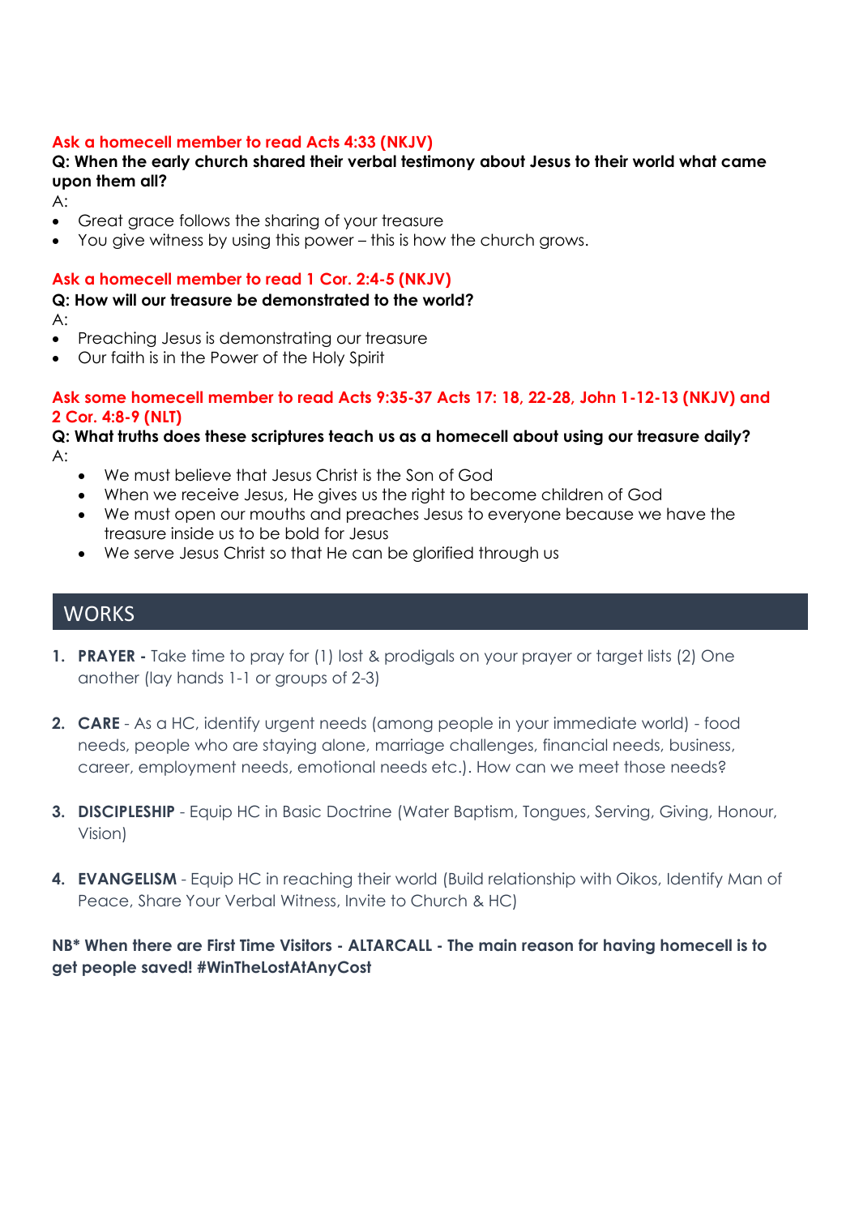**Ask a homecell member to read Acts 4:33 (NKJV)**

**Q: When the early church shared their verbal testimony about Jesus to their world what came upon them all?**

A:

- Great grace follows the sharing of your treasure
- You give witness by using this power – this is how the church grows.

**Ask a homecell member to read 1 Cor. 2:4-5 (NKJV)**

**Q: How will our treasure be demonstrated to the world?**

A:

- Preaching Jesus is demonstrating our treasure
- Our faith is in the Power of the Holy Spirit

**Ask some homecell member to read Acts 9:35-37 Acts 17: 18, 22-28, John 1-12-13 (NKJV) and 2 Cor. 4:8-9 (NLT)**

**Q: What truths does these scriptures teach us as a homecell about using our treasure daily?**

A:

- We must believe that Jesus Christ is the Son of God
- When we receive Jesus, He gives us the right to become children of God
- We must open our mouths and preaches Jesus to everyone because we have the treasure inside us to be bold for Jesus
- We serve Jesus Christ so that He can be glorified through us

## WORKS

1. **PRAYER -** Take time to pray for (1) lost & prodigals on your prayer or target lists (2) One another (lay hands 1-1 or groups of 2-3)

2. **CARE** - As a HC, identify urgent needs (among people in your immediate world) - food needs, people who are staying alone, marriage challenges, financial needs, business, career, employment needs, emotional needs etc.). How can we meet those needs?

3. **DISCIPLESHIP** - Equip HC in Basic Doctrine (Water Baptism, Tongues, Serving, Giving, Honour, Vision)

4. **EVANGELISM** - Equip HC in reaching their world (Build relationship with Oikos, Identify Man of Peace, Share Your Verbal Witness, Invite to Church & HC)

**NB* When there are First Time Visitors - ALTARCALL - The main reason for having homecell is to get people saved! #WinTheLostAtAnyCost**